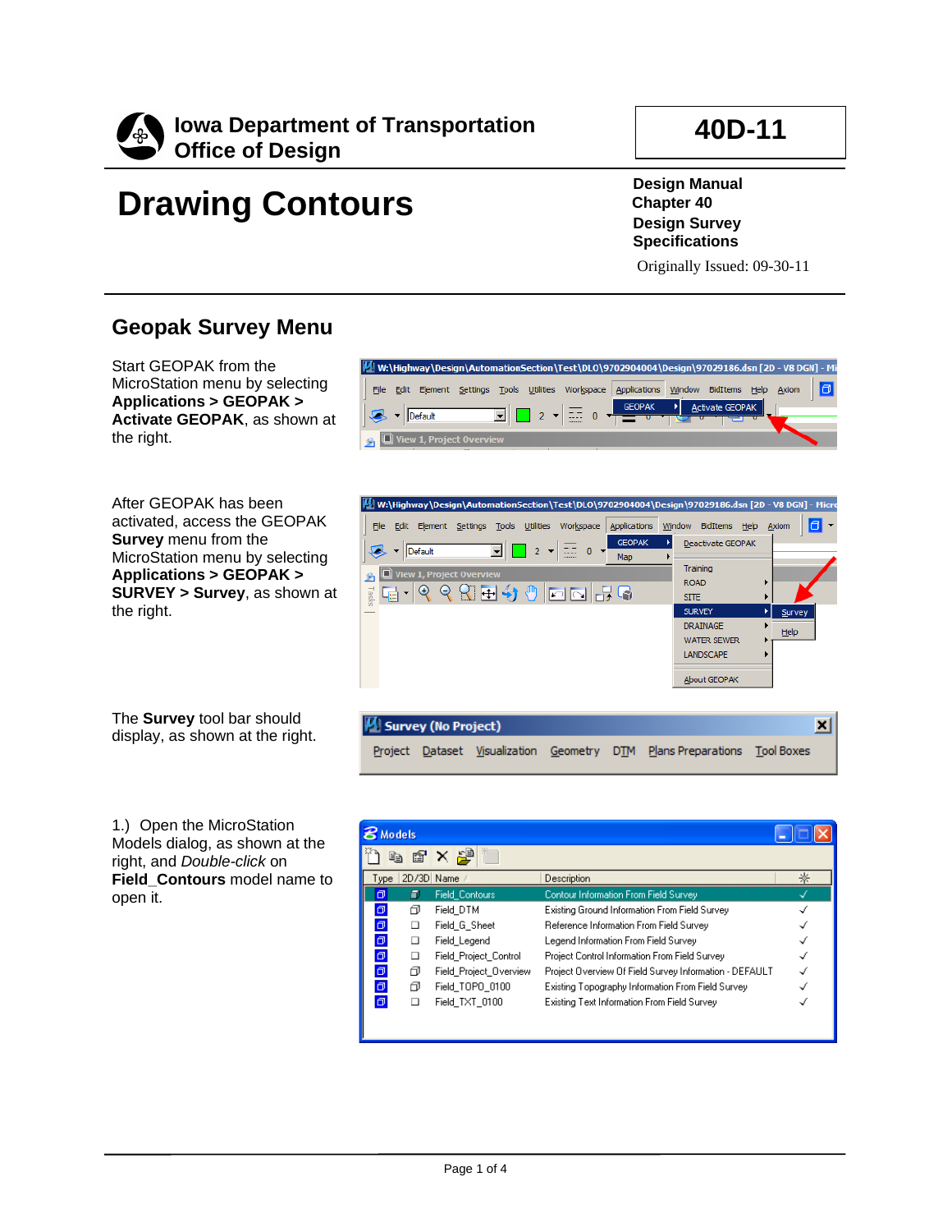Iowa Department of Transportation
Office of Design

**40D-11**

# Drawing Contours

**Design Manual**
**Chapter 40**
**Design Survey Specifications**

Originally Issued: 09-30-11

## Geopak Survey Menu

Start GEOPAK from the MicroStation menu by selecting **Applications > GEOPAK > Activate GEOPAK**, as shown at the right.

After GEOPAK has been activated, access the GEOPAK **Survey** menu from the MicroStation menu by selecting **Applications > GEOPAK > SURVEY > Survey**, as shown at the right.

The **Survey** tool bar should display, as shown at the right.

1.) Open the MicroStation Models dialog, as shown at the right, and *Double-click* on **Field_Contours** model name to open it.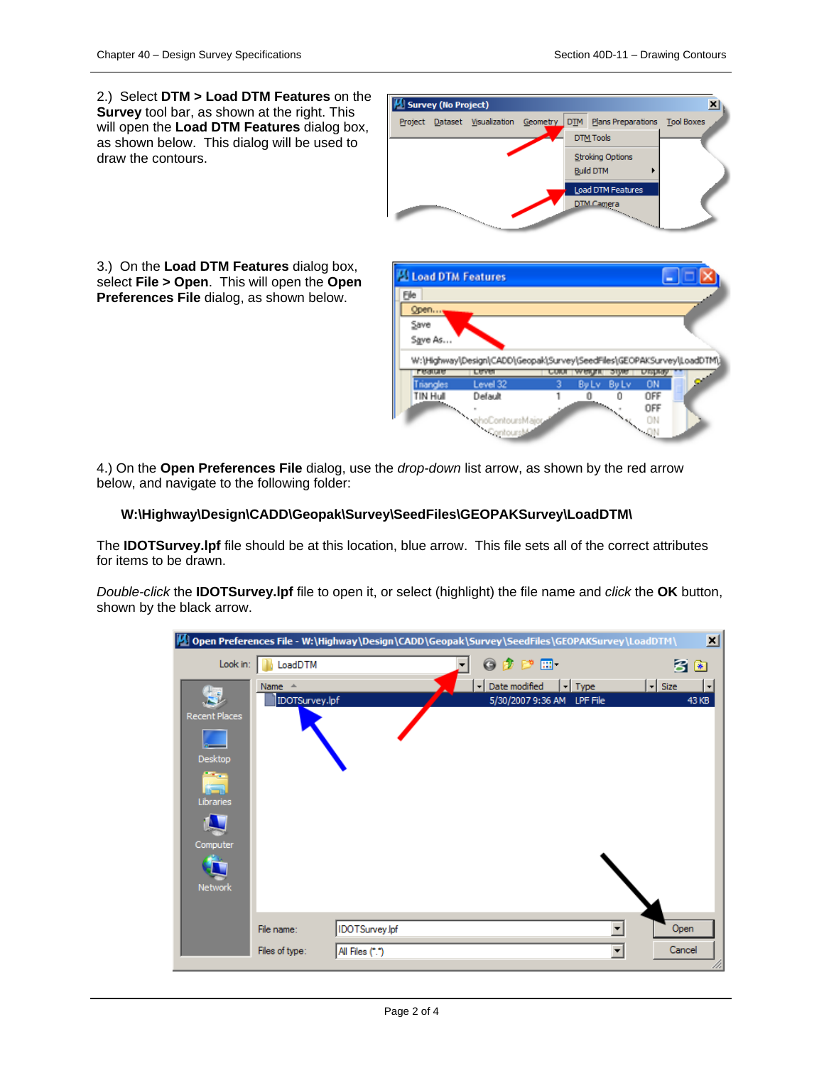2.) Select **DTM > Load DTM Features** on the **Survey** tool bar, as shown at the right. This will open the **Load DTM Features** dialog box, as shown below. This dialog will be used to draw the contours.

3.) On the **Load DTM Features** dialog box, select **File > Open**. This will open the **Open Preferences File** dialog, as shown below.

4.) On the **Open Preferences File** dialog, use the *drop-down* list arrow, as shown by the red arrow below, and navigate to the following folder:

**W:\Highway\Design\CADD\Geopak\Survey\SeedFiles\GEOPAKSurvey\LoadDTM\**

The **IDOTSurvey.lpf** file should be at this location, blue arrow. This file sets all of the correct attributes for items to be drawn.

*Double-click* the **IDOTSurvey.lpf** file to open it, or select (highlight) the file name and *click* the **OK** button, shown by the black arrow.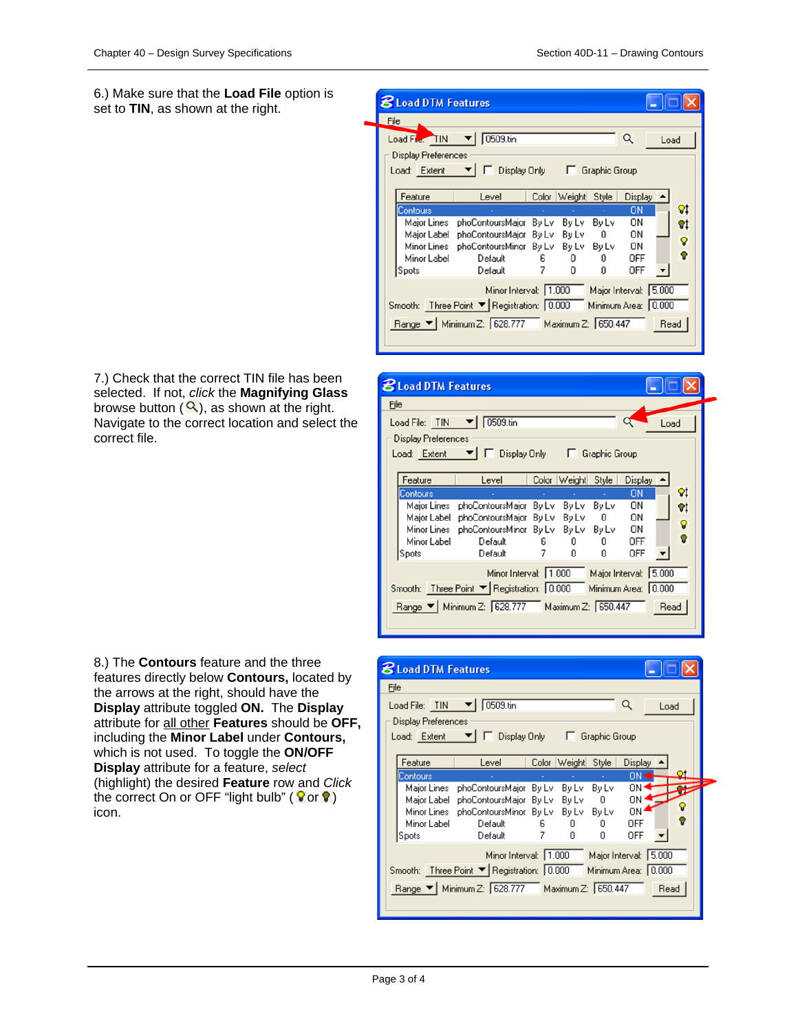6.) Make sure that the **Load File** option is set to **TIN**, as shown at the right.

7.) Check that the correct TIN file has been selected. If not, *click* the **Magnifying Glass** browse button (🔍), as shown at the right. Navigate to the correct location and select the correct file.

8.) The **Contours** feature and the three features directly below **Contours,** located by the arrows at the right, should have the **Display** attribute toggled **ON.** The **Display** attribute for all other **Features** should be **OFF,** including the **Minor Label** under **Contours,** which is not used. To toggle the **ON/OFF Display** attribute for a feature, *select* (highlight) the desired **Feature** row and *Click* the correct On or OFF "light bulb" ( or ) icon.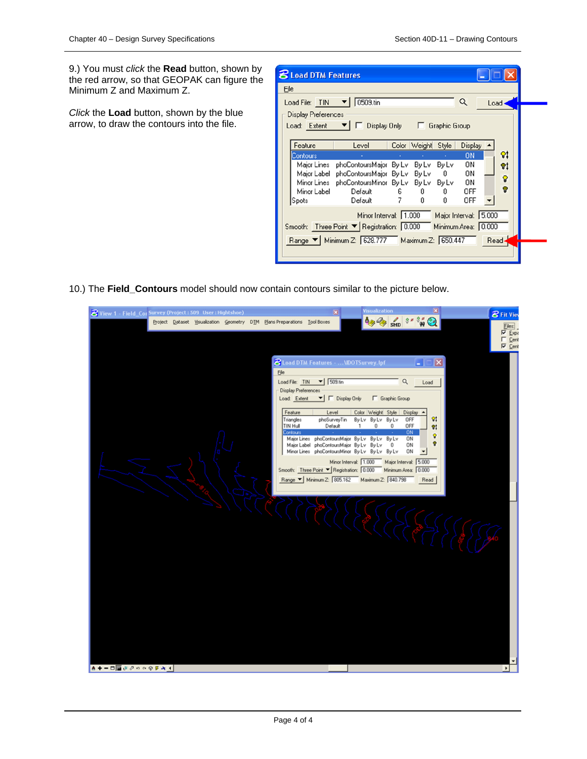9.) You must *click* the **Read** button, shown by the red arrow, so that GEOPAK can figure the Minimum Z and Maximum Z.

*Click* the **Load** button, shown by the blue arrow, to draw the contours into the file.

10.) The **Field_Contours** model should now contain contours similar to the picture below.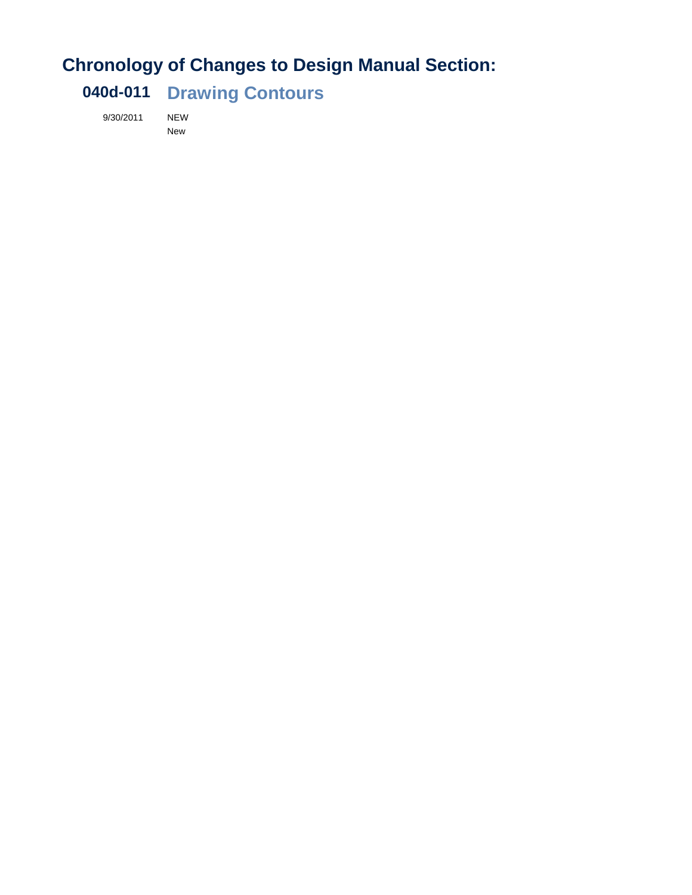# Chronology of Changes to Design Manual Section:

## 040d-011 Drawing Contours

9/30/2011 NEW

New